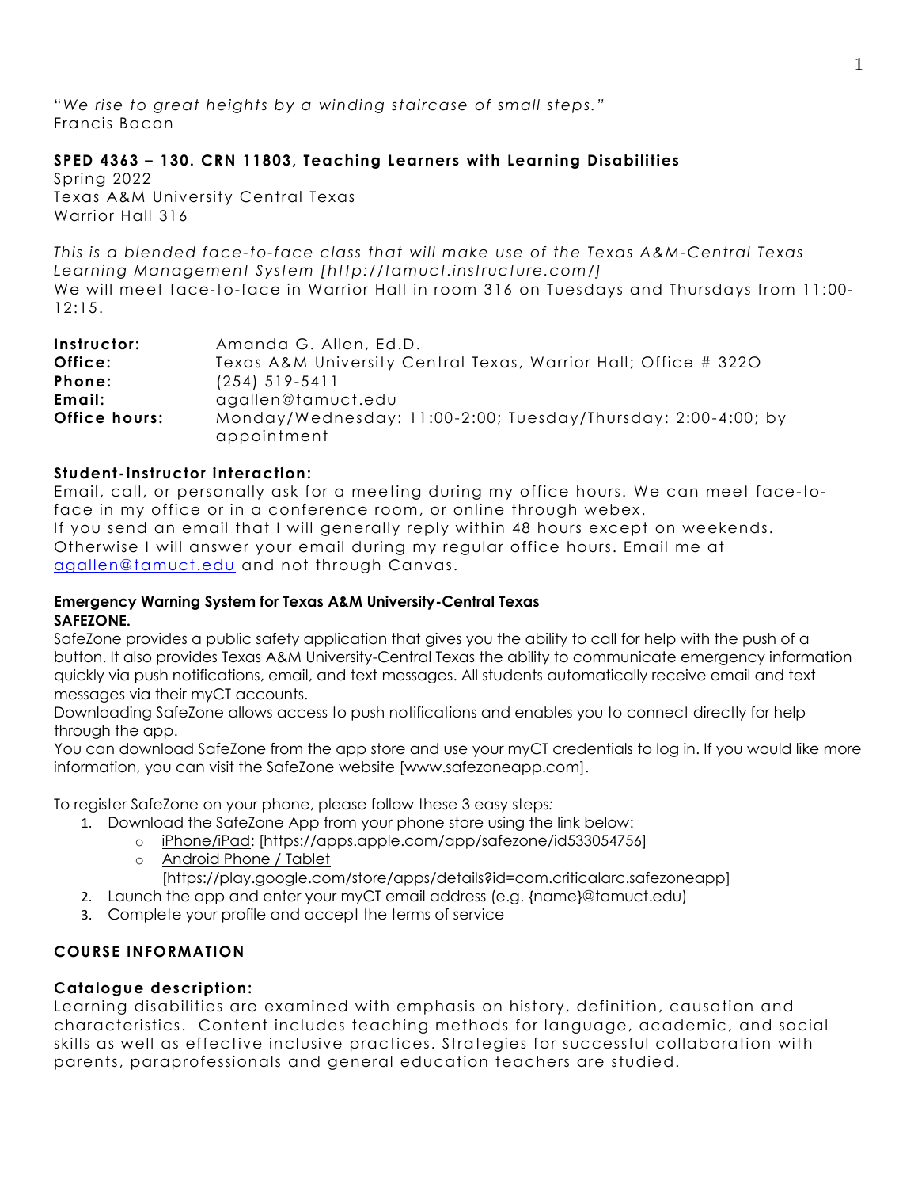"*We rise to great heights by a winding staircase of small steps.*"
Francis Bacon

**SPED 4363 – 130. CRN 11803, Teaching Learners with Learning Disabilities**
Spring 2022
Texas A&M University Central Texas
Warrior Hall 316

*This is a blended face-to-face class that will make use of the Texas A&M-Central Texas Learning Management System [http://tamuct.instructure.com/]*
We will meet face-to-face in Warrior Hall in room 316 on Tuesdays and Thursdays from 11:00-12:15.

| | |
|---|---|
| **Instructor:** | Amanda G. Allen, Ed.D. |
| **Office:** | Texas A&M University Central Texas, Warrior Hall; Office # 322O |
| **Phone:** | (254) 519-5411 |
| **Email:** | agallen@tamuct.edu |
| **Office hours:** | Monday/Wednesday: 11:00-2:00; Tuesday/Thursday: 2:00-4:00; by appointment |

**Student-instructor interaction:**
Email, call, or personally ask for a meeting during my office hours. We can meet face-to-face in my office or in a conference room, or online through webex.
If you send an email that I will generally reply within 48 hours except on weekends. Otherwise I will answer your email during my regular office hours. Email me at agallen@tamuct.edu and not through Canvas.

**Emergency Warning System for Texas A&M University-Central Texas**
**SAFEZONE.**
SafeZone provides a public safety application that gives you the ability to call for help with the push of a button. It also provides Texas A&M University-Central Texas the ability to communicate emergency information quickly via push notifications, email, and text messages. All students automatically receive email and text messages via their myCT accounts.
Downloading SafeZone allows access to push notifications and enables you to connect directly for help through the app.
You can download SafeZone from the app store and use your myCT credentials to log in. If you would like more information, you can visit the SafeZone website [www.safezoneapp.com].

To register SafeZone on your phone, please follow these 3 easy steps*:*

1. Download the SafeZone App from your phone store using the link below:
   - iPhone/iPad: [https://apps.apple.com/app/safezone/id533054756]
   - Android Phone / Tablet [https://play.google.com/store/apps/details?id=com.criticalarc.safezoneapp]
2. Launch the app and enter your myCT email address (e.g. {name}@tamuct.edu)
3. Complete your profile and accept the terms of service

**COURSE INFORMATION**

**Catalogue description:**
Learning disabilities are examined with emphasis on history, definition, causation and characteristics. Content includes teaching methods for language, academic, and social skills as well as effective inclusive practices. Strategies for successful collaboration with parents, paraprofessionals and general education teachers are studied.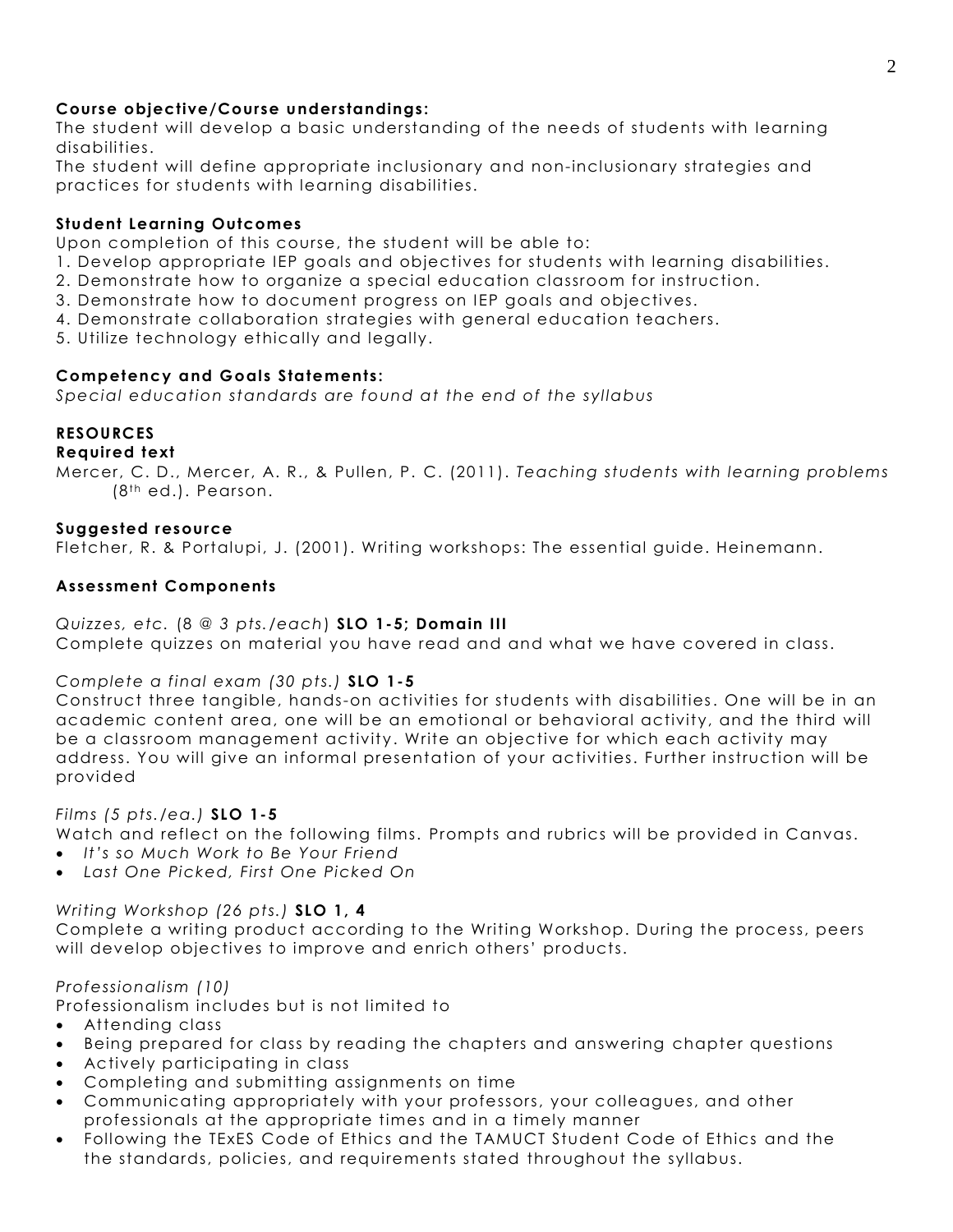**Course objective/Course understandings:**
The student will develop a basic understanding of the needs of students with learning disabilities.
The student will define appropriate inclusionary and non-inclusionary strategies and practices for students with learning disabilities.

**Student Learning Outcomes**
Upon completion of this course, the student will be able to:
1. Develop appropriate IEP goals and objectives for students with learning disabilities.
2. Demonstrate how to organize a special education classroom for instruction.
3. Demonstrate how to document progress on IEP goals and objectives.
4. Demonstrate collaboration strategies with general education teachers.
5. Utilize technology ethically and legally.

**Competency and Goals Statements:**
*Special education standards are found at the end of the syllabus*

**RESOURCES**
**Required text**
Mercer, C. D., Mercer, A. R., & Pullen, P. C. (2011). *Teaching students with learning problems* (8th ed.). Pearson.

**Suggested resource**
Fletcher, R. & Portalupi, J. (2001). Writing workshops: The essential guide. Heinemann.

**Assessment Components**

*Quizzes, etc.* (8 @ *3 pts./each*) **SLO 1-5; Domain III**
Complete quizzes on material you have read and and what we have covered in class.

*Complete a final exam (30 pts.)* **SLO 1-5**
Construct three tangible, hands-on activities for students with disabilities. One will be in an academic content area, one will be an emotional or behavioral activity, and the third will be a classroom management activity. Write an objective for which each activity may address. You will give an informal presentation of your activities. Further instruction will be provided

*Films (5 pts./ea.)* **SLO 1-5**
Watch and reflect on the following films. Prompts and rubrics will be provided in Canvas.
- *It's so Much Work to Be Your Friend*
- *Last One Picked, First One Picked On*

*Writing Workshop (26 pts.)* **SLO 1, 4**
Complete a writing product according to the Writing Workshop. During the process, peers will develop objectives to improve and enrich others' products.

*Professionalism (10)*
Professionalism includes but is not limited to
- Attending class
- Being prepared for class by reading the chapters and answering chapter questions
- Actively participating in class
- Completing and submitting assignments on time
- Communicating appropriately with your professors, your colleagues, and other professionals at the appropriate times and in a timely manner
- Following the TExES Code of Ethics and the TAMUCT Student Code of Ethics and the the standards, policies, and requirements stated throughout the syllabus.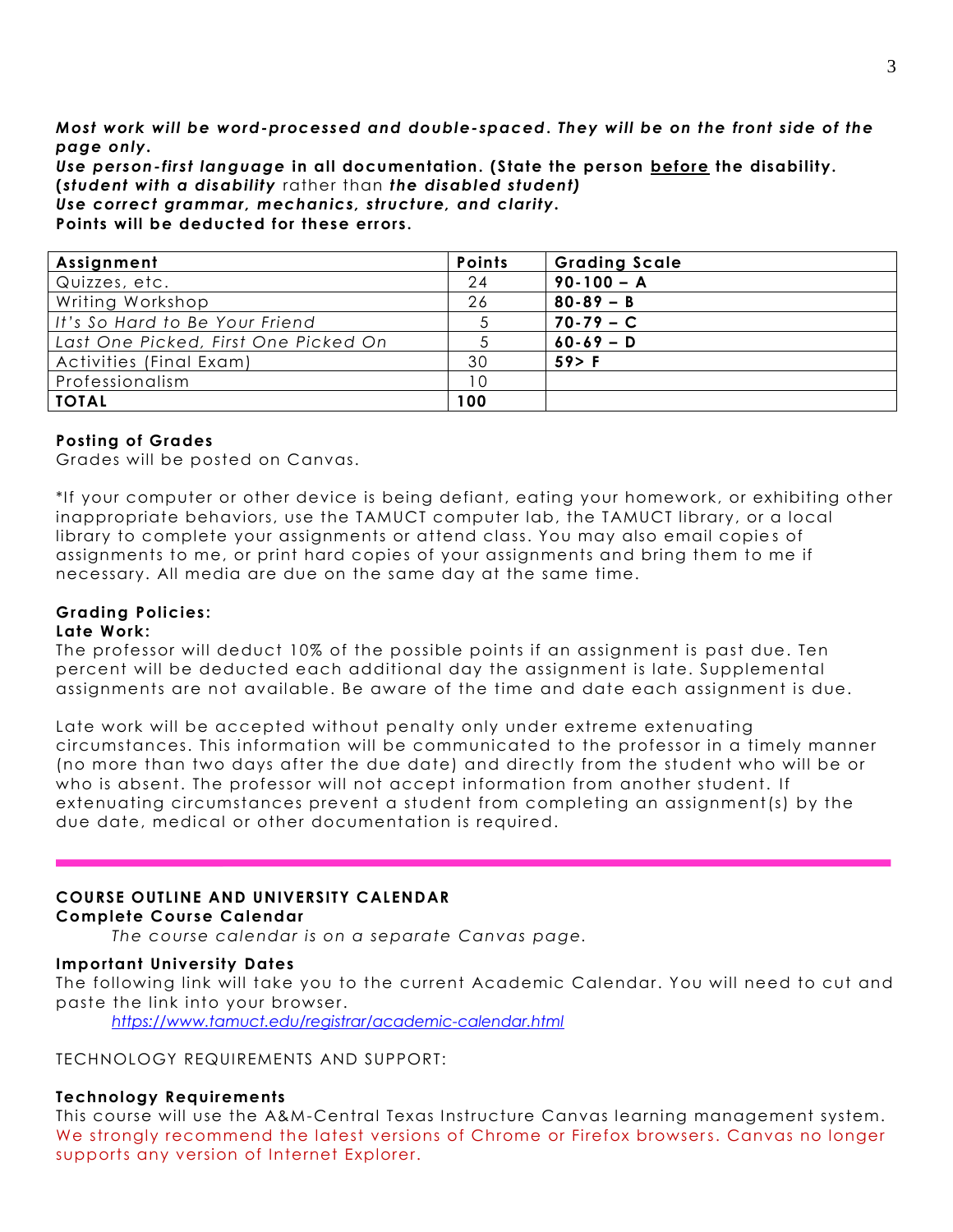***Most work will be word-processed and double-spaced. They will be on the front side of the page only.***
***Use person-first language* in all documentation. (State the person <u>before</u> the disability. (*student with a disability* rather than *the disabled student*)**
***Use correct grammar, mechanics, structure, and clarity.***
**Points will be deducted for these errors.**

| Assignment | Points | Grading Scale |
|---|---|---|
| Quizzes, etc. | 24 | **90-100 – A** |
| Writing Workshop | 26 | **80-89 – B** |
| *It's So Hard to Be Your Friend* | 5 | **70-79 – C** |
| *Last One Picked, First One Picked On* | 5 | **60-69 – D** |
| Activities (Final Exam) | 30 | **59> F** |
| Professionalism | 10 | |
| **TOTAL** | **100** | |

**Posting of Grades**
Grades will be posted on Canvas.

*If your computer or other device is being defiant, eating your homework, or exhibiting other inappropriate behaviors, use the TAMUCT computer lab, the TAMUCT library, or a local library to complete your assignments or attend class. You may also email copies of assignments to me, or print hard copies of your assignments and bring them to me if necessary. All media are due on the same day at the same time.

**Grading Policies:**
**Late Work:**
The professor will deduct 10% of the possible points if an assignment is past due. Ten percent will be deducted each additional day the assignment is late. Supplemental assignments are not available. Be aware of the time and date each assignment is due.

Late work will be accepted without penalty only under extreme extenuating circumstances. This information will be communicated to the professor in a timely manner (no more than two days after the due date) and directly from the student who will be or who is absent. The professor will not accept information from another student. If extenuating circumstances prevent a student from completing an assignment(s) by the due date, medical or other documentation is required.

---

## COURSE OUTLINE AND UNIVERSITY CALENDAR

**Complete Course Calendar**

*The course calendar is on a separate Canvas page.*

**Important University Dates**
The following link will take you to the current Academic Calendar. You will need to cut and paste the link into your browser.

*https://www.tamuct.edu/registrar/academic-calendar.html*

TECHNOLOGY REQUIREMENTS AND SUPPORT:

**Technology Requirements**
This course will use the A&M-Central Texas Instructure Canvas learning management system. We strongly recommend the latest versions of Chrome or Firefox browsers. Canvas no longer supports any version of Internet Explorer.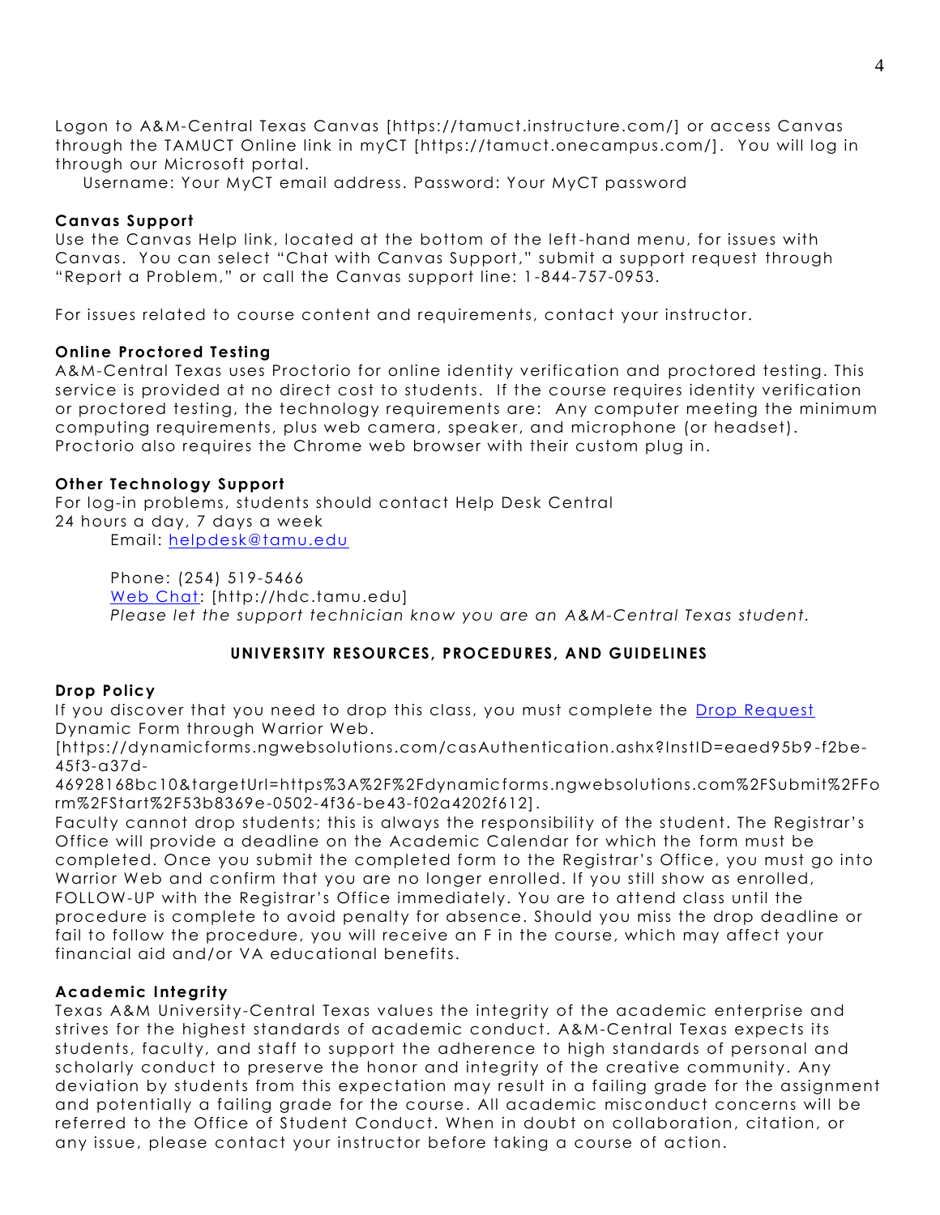Logon to A&M-Central Texas Canvas [https://tamuct.instructure.com/] or access Canvas through the TAMUCT Online link in myCT [https://tamuct.onecampus.com/]. You will log in through our Microsoft portal.

Username: Your MyCT email address. Password: Your MyCT password

**Canvas Support**
Use the Canvas Help link, located at the bottom of the left-hand menu, for issues with Canvas. You can select "Chat with Canvas Support," submit a support request through "Report a Problem," or call the Canvas support line: 1-844-757-0953.

For issues related to course content and requirements, contact your instructor.

**Online Proctored Testing**
A&M-Central Texas uses Proctorio for online identity verification and proctored testing. This service is provided at no direct cost to students. If the course requires identity verification or proctored testing, the technology requirements are: Any computer meeting the minimum computing requirements, plus web camera, speaker, and microphone (or headset). Proctorio also requires the Chrome web browser with their custom plug in.

**Other Technology Support**
For log-in problems, students should contact Help Desk Central
24 hours a day, 7 days a week

Email: [helpdesk@tamu.edu](mailto:helpdesk@tamu.edu)

Phone: (254) 519-5466
[Web Chat](http://hdc.tamu.edu): [http://hdc.tamu.edu]
*Please let the support technician know you are an A&M-Central Texas student.*

## UNIVERSITY RESOURCES, PROCEDURES, AND GUIDELINES

**Drop Policy**
If you discover that you need to drop this class, you must complete the Drop Request Dynamic Form through Warrior Web.
[https://dynamicforms.ngwebsolutions.com/casAuthentication.ashx?InstID=eaed95b9-f2be-45f3-a37d-46928168bc10&targetUrl=https%3A%2F%2Fdynamicforms.ngwebsolutions.com%2FSubmit%2FForm%2FStart%2F53b8369e-0502-4f36-be43-f02a4202f612].
Faculty cannot drop students; this is always the responsibility of the student. The Registrar's Office will provide a deadline on the Academic Calendar for which the form must be completed. Once you submit the completed form to the Registrar's Office, you must go into Warrior Web and confirm that you are no longer enrolled. If you still show as enrolled, FOLLOW-UP with the Registrar's Office immediately. You are to attend class until the procedure is complete to avoid penalty for absence. Should you miss the drop deadline or fail to follow the procedure, you will receive an F in the course, which may affect your financial aid and/or VA educational benefits.

**Academic Integrity**
Texas A&M University-Central Texas values the integrity of the academic enterprise and strives for the highest standards of academic conduct. A&M-Central Texas expects its students, faculty, and staff to support the adherence to high standards of personal and scholarly conduct to preserve the honor and integrity of the creative community. Any deviation by students from this expectation may result in a failing grade for the assignment and potentially a failing grade for the course. All academic misconduct concerns will be referred to the Office of Student Conduct. When in doubt on collaboration, citation, or any issue, please contact your instructor before taking a course of action.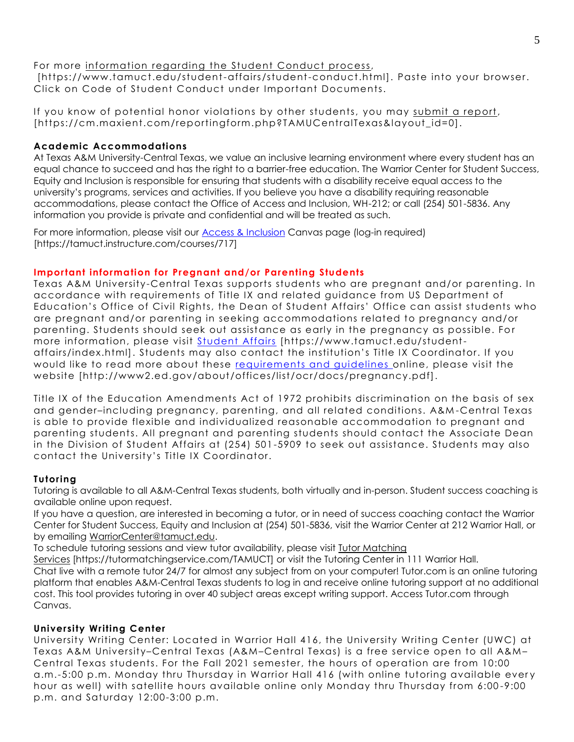For more information regarding the Student Conduct process, [https://www.tamuct.edu/student-affairs/student-conduct.html]. Paste into your browser. Click on Code of Student Conduct under Important Documents.

If you know of potential honor violations by other students, you may submit a report, [https://cm.maxient.com/reportingform.php?TAMUCentralTexas&layout_id=0].

### Academic Accommodations

At Texas A&M University-Central Texas, we value an inclusive learning environment where every student has an equal chance to succeed and has the right to a barrier-free education. The Warrior Center for Student Success, Equity and Inclusion is responsible for ensuring that students with a disability receive equal access to the university's programs, services and activities. If you believe you have a disability requiring reasonable accommodations, please contact the Office of Access and Inclusion, WH-212; or call (254) 501-5836. Any information you provide is private and confidential and will be treated as such.

For more information, please visit our Access & Inclusion Canvas page (log-in required) [https://tamuct.instructure.com/courses/717]

### Important information for Pregnant and/or Parenting Students

Texas A&M University-Central Texas supports students who are pregnant and/or parenting. In accordance with requirements of Title IX and related guidance from US Department of Education's Office of Civil Rights, the Dean of Student Affairs' Office can assist students who are pregnant and/or parenting in seeking accommodations related to pregnancy and/or parenting. Students should seek out assistance as early in the pregnancy as possible. For more information, please visit Student Affairs [https://www.tamuct.edu/student-affairs/index.html]. Students may also contact the institution's Title IX Coordinator. If you would like to read more about these requirements and guidelines online, please visit the website [http://www2.ed.gov/about/offices/list/ocr/docs/pregnancy.pdf].

Title IX of the Education Amendments Act of 1972 prohibits discrimination on the basis of sex and gender–including pregnancy, parenting, and all related conditions. A&M-Central Texas is able to provide flexible and individualized reasonable accommodation to pregnant and parenting students. All pregnant and parenting students should contact the Associate Dean in the Division of Student Affairs at (254) 501-5909 to seek out assistance. Students may also contact the University's Title IX Coordinator.

### Tutoring

Tutoring is available to all A&M-Central Texas students, both virtually and in-person. Student success coaching is available online upon request.

If you have a question, are interested in becoming a tutor, or in need of success coaching contact the Warrior Center for Student Success, Equity and Inclusion at (254) 501-5836, visit the Warrior Center at 212 Warrior Hall, or by emailing WarriorCenter@tamuct.edu.

To schedule tutoring sessions and view tutor availability, please visit Tutor Matching Services [https://tutormatchingservice.com/TAMUCT] or visit the Tutoring Center in 111 Warrior Hall.

Chat live with a remote tutor 24/7 for almost any subject from on your computer! Tutor.com is an online tutoring platform that enables A&M-Central Texas students to log in and receive online tutoring support at no additional cost. This tool provides tutoring in over 40 subject areas except writing support. Access Tutor.com through Canvas.

### University Writing Center

University Writing Center: Located in Warrior Hall 416, the University Writing Center (UWC) at Texas A&M University–Central Texas (A&M–Central Texas) is a free service open to all A&M–Central Texas students. For the Fall 2021 semester, the hours of operation are from 10:00 a.m.-5:00 p.m. Monday thru Thursday in Warrior Hall 416 (with online tutoring available every hour as well) with satellite hours available online only Monday thru Thursday from 6:00-9:00 p.m. and Saturday 12:00-3:00 p.m.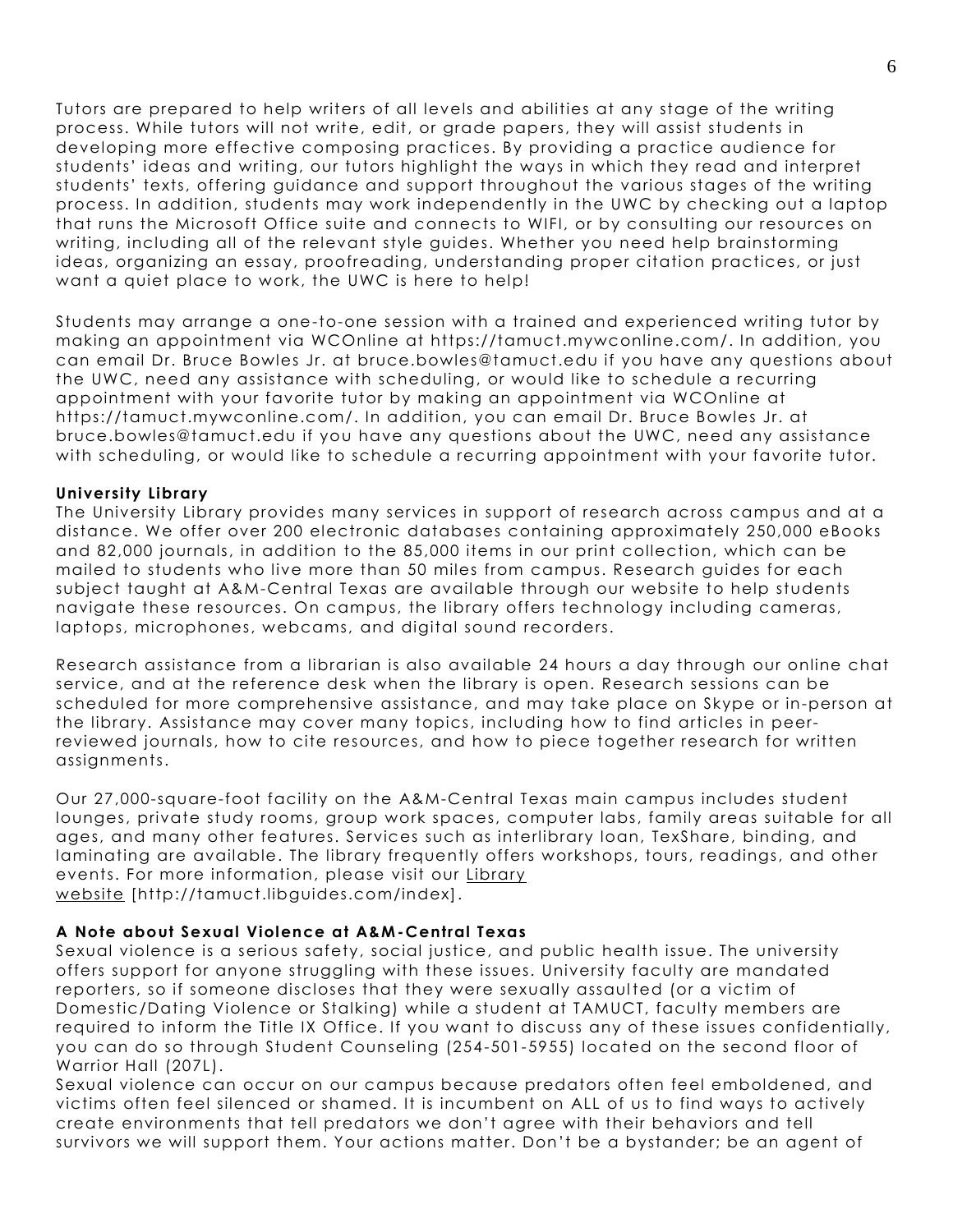Tutors are prepared to help writers of all levels and abilities at any stage of the writing process. While tutors will not write, edit, or grade papers, they will assist students in developing more effective composing practices. By providing a practice audience for students' ideas and writing, our tutors highlight the ways in which they read and interpret students' texts, offering guidance and support throughout the various stages of the writing process. In addition, students may work independently in the UWC by checking out a laptop that runs the Microsoft Office suite and connects to WIFI, or by consulting our resources on writing, including all of the relevant style guides. Whether you need help brainstorming ideas, organizing an essay, proofreading, understanding proper citation practices, or just want a quiet place to work, the UWC is here to help!

Students may arrange a one-to-one session with a trained and experienced writing tutor by making an appointment via WCOnline at https://tamuct.mywconline.com/. In addition, you can email Dr. Bruce Bowles Jr. at bruce.bowles@tamuct.edu if you have any questions about the UWC, need any assistance with scheduling, or would like to schedule a recurring appointment with your favorite tutor by making an appointment via WCOnline at https://tamuct.mywconline.com/. In addition, you can email Dr. Bruce Bowles Jr. at bruce.bowles@tamuct.edu if you have any questions about the UWC, need any assistance with scheduling, or would like to schedule a recurring appointment with your favorite tutor.

**University Library**

The University Library provides many services in support of research across campus and at a distance. We offer over 200 electronic databases containing approximately 250,000 eBooks and 82,000 journals, in addition to the 85,000 items in our print collection, which can be mailed to students who live more than 50 miles from campus. Research guides for each subject taught at A&M-Central Texas are available through our website to help students navigate these resources. On campus, the library offers technology including cameras, laptops, microphones, webcams, and digital sound recorders.

Research assistance from a librarian is also available 24 hours a day through our online chat service, and at the reference desk when the library is open. Research sessions can be scheduled for more comprehensive assistance, and may take place on Skype or in-person at the library. Assistance may cover many topics, including how to find articles in peer-reviewed journals, how to cite resources, and how to piece together research for written assignments.

Our 27,000-square-foot facility on the A&M-Central Texas main campus includes student lounges, private study rooms, group work spaces, computer labs, family areas suitable for all ages, and many other features. Services such as interlibrary loan, TexShare, binding, and laminating are available. The library frequently offers workshops, tours, readings, and other events. For more information, please visit our Library website [http://tamuct.libguides.com/index].

**A Note about Sexual Violence at A&M-Central Texas**

Sexual violence is a serious safety, social justice, and public health issue. The university offers support for anyone struggling with these issues. University faculty are mandated reporters, so if someone discloses that they were sexually assaulted (or a victim of Domestic/Dating Violence or Stalking) while a student at TAMUCT, faculty members are required to inform the Title IX Office. If you want to discuss any of these issues confidentially, you can do so through Student Counseling (254-501-5955) located on the second floor of Warrior Hall (207L).

Sexual violence can occur on our campus because predators often feel emboldened, and victims often feel silenced or shamed. It is incumbent on ALL of us to find ways to actively create environments that tell predators we don't agree with their behaviors and tell survivors we will support them. Your actions matter. Don't be a bystander; be an agent of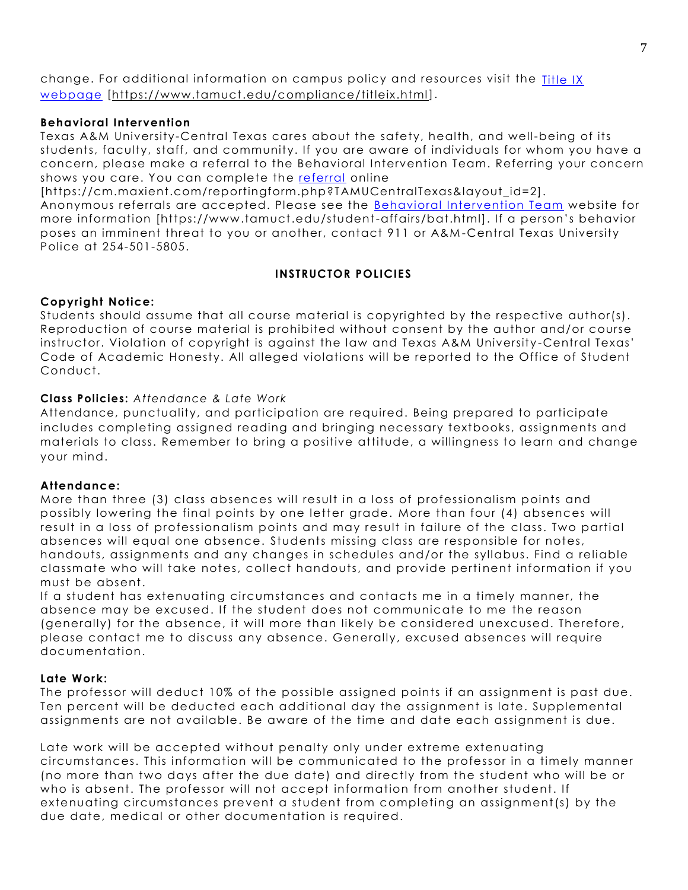change. For additional information on campus policy and resources visit the [Title IX webpage](https://www.tamuct.edu/compliance/titleix.html) [https://www.tamuct.edu/compliance/titleix.html].

**Behavioral Intervention**

Texas A&M University-Central Texas cares about the safety, health, and well-being of its students, faculty, staff, and community. If you are aware of individuals for whom you have a concern, please make a referral to the Behavioral Intervention Team. Referring your concern shows you care. You can complete the [referral](https://cm.maxient.com/reportingform.php?TAMUCentralTexas&layout_id=2) online [https://cm.maxient.com/reportingform.php?TAMUCentralTexas&layout_id=2]. Anonymous referrals are accepted. Please see the [Behavioral Intervention Team](https://www.tamuct.edu/student-affairs/bat.html) website for more information [https://www.tamuct.edu/student-affairs/bat.html]. If a person's behavior poses an imminent threat to you or another, contact 911 or A&M-Central Texas University Police at 254-501-5805.

## INSTRUCTOR POLICIES

**Copyright Notice:**

Students should assume that all course material is copyrighted by the respective author(s). Reproduction of course material is prohibited without consent by the author and/or course instructor. Violation of copyright is against the law and Texas A&M University-Central Texas' Code of Academic Honesty. All alleged violations will be reported to the Office of Student Conduct.

**Class Policies:** *Attendance & Late Work*

Attendance, punctuality, and participation are required. Being prepared to participate includes completing assigned reading and bringing necessary textbooks, assignments and materials to class. Remember to bring a positive attitude, a willingness to learn and change your mind.

**Attendance:**

More than three (3) class absences will result in a loss of professionalism points and possibly lowering the final points by one letter grade. More than four (4) absences will result in a loss of professionalism points and may result in failure of the class. Two partial absences will equal one absence. Students missing class are responsible for notes, handouts, assignments and any changes in schedules and/or the syllabus. Find a reliable classmate who will take notes, collect handouts, and provide pertinent information if you must be absent.

If a student has extenuating circumstances and contacts me in a timely manner, the absence may be excused. If the student does not communicate to me the reason (generally) for the absence, it will more than likely be considered unexcused. Therefore, please contact me to discuss any absence. Generally, excused absences will require documentation.

**Late Work:**

The professor will deduct 10% of the possible assigned points if an assignment is past due. Ten percent will be deducted each additional day the assignment is late. Supplemental assignments are not available. Be aware of the time and date each assignment is due.

Late work will be accepted without penalty only under extreme extenuating circumstances. This information will be communicated to the professor in a timely manner (no more than two days after the due date) and directly from the student who will be or who is absent. The professor will not accept information from another student. If extenuating circumstances prevent a student from completing an assignment(s) by the due date, medical or other documentation is required.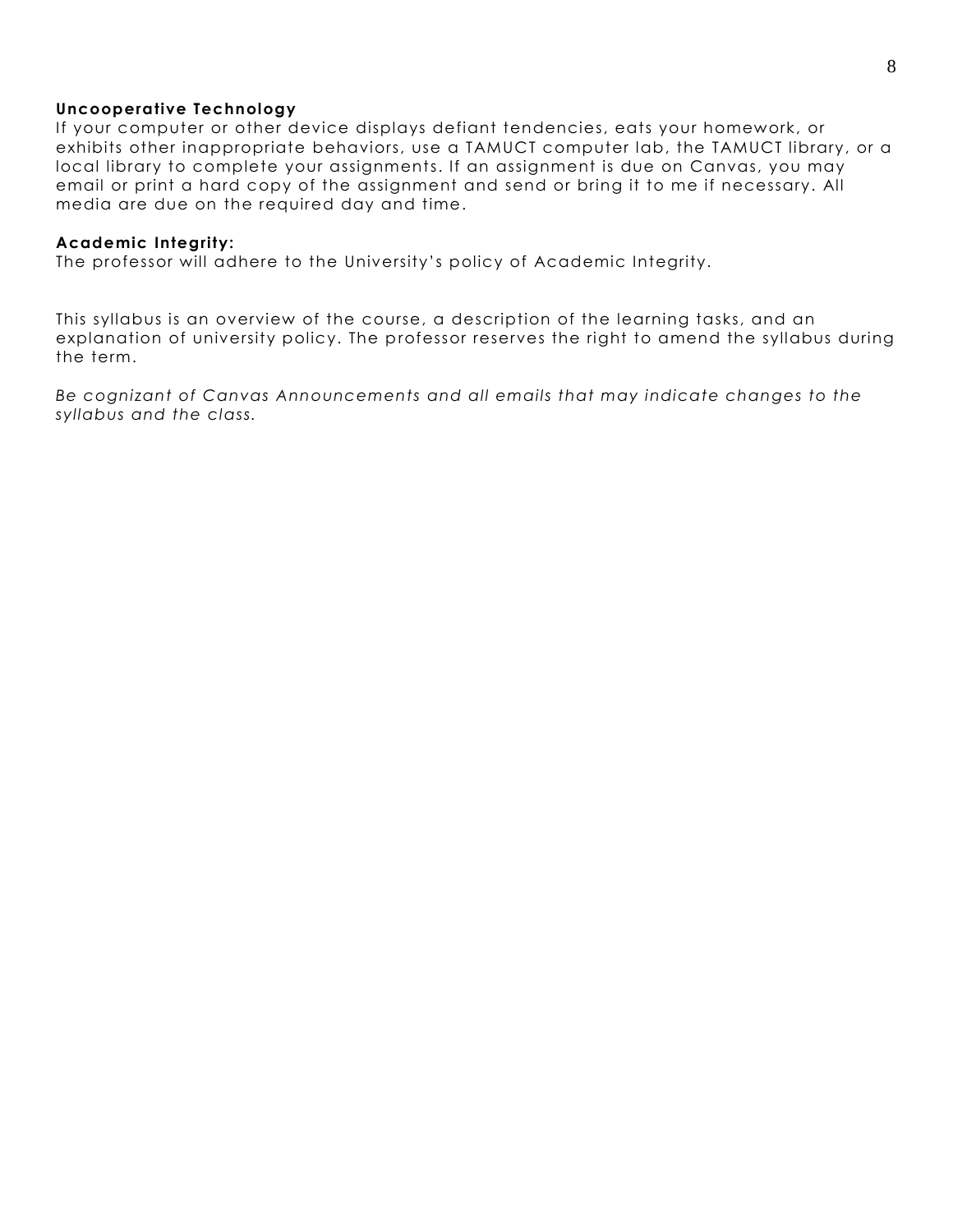**Uncooperative Technology**
If your computer or other device displays defiant tendencies, eats your homework, or exhibits other inappropriate behaviors, use a TAMUCT computer lab, the TAMUCT library, or a local library to complete your assignments. If an assignment is due on Canvas, you may email or print a hard copy of the assignment and send or bring it to me if necessary. All media are due on the required day and time.

**Academic Integrity:**
The professor will adhere to the University's policy of Academic Integrity.

This syllabus is an overview of the course, a description of the learning tasks, and an explanation of university policy. The professor reserves the right to amend the syllabus during the term.

*Be cognizant of Canvas Announcements and all emails that may indicate changes to the syllabus and the class.*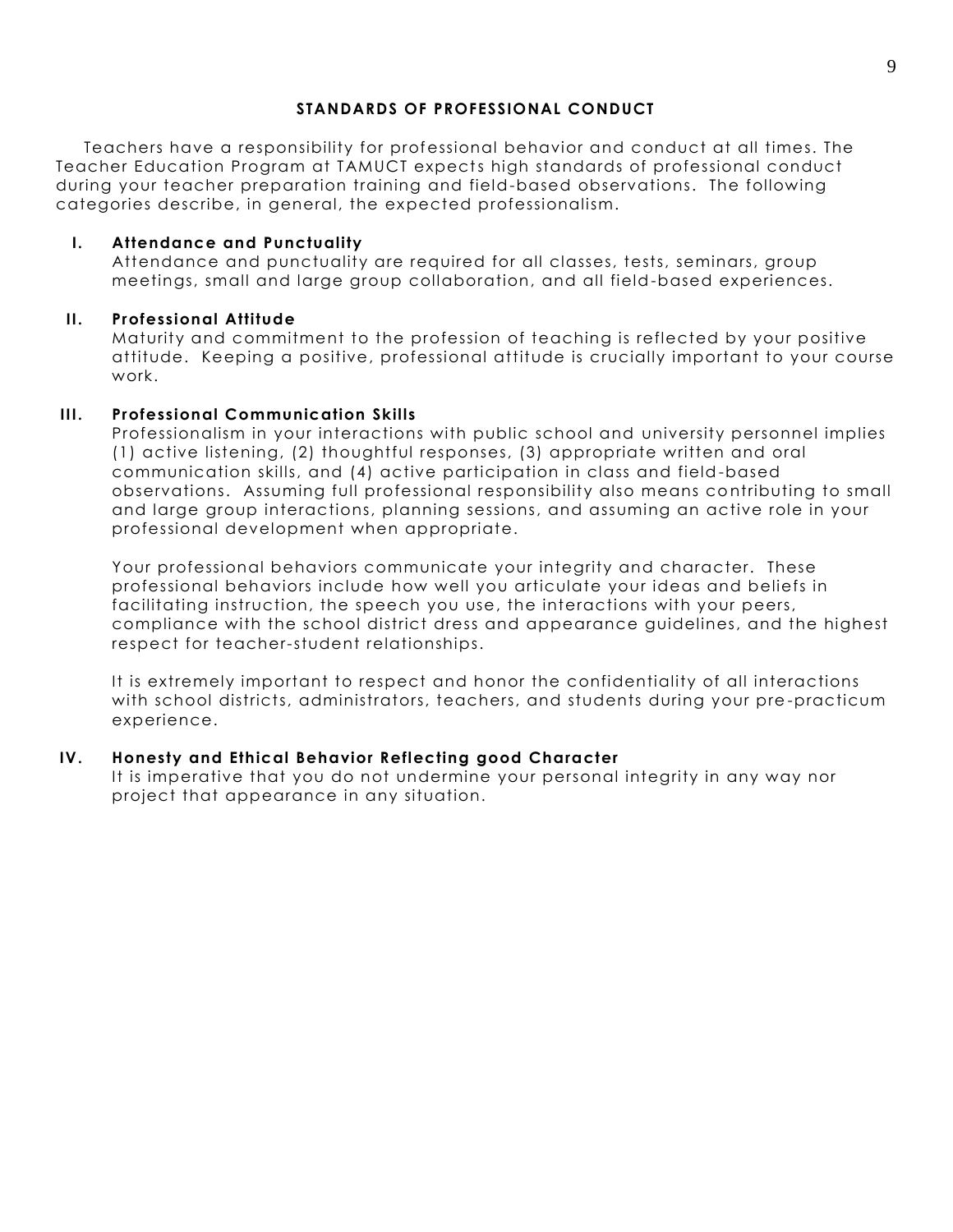## STANDARDS OF PROFESSIONAL CONDUCT

Teachers have a responsibility for professional behavior and conduct at all times. The Teacher Education Program at TAMUCT expects high standards of professional conduct during your teacher preparation training and field-based observations. The following categories describe, in general, the expected professionalism.

**I. Attendance and Punctuality**

Attendance and punctuality are required for all classes, tests, seminars, group meetings, small and large group collaboration, and all field-based experiences.

**II. Professional Attitude**

Maturity and commitment to the profession of teaching is reflected by your positive attitude. Keeping a positive, professional attitude is crucially important to your course work.

**III. Professional Communication Skills**

Professionalism in your interactions with public school and university personnel implies (1) active listening, (2) thoughtful responses, (3) appropriate written and oral communication skills, and (4) active participation in class and field-based observations. Assuming full professional responsibility also means contributing to small and large group interactions, planning sessions, and assuming an active role in your professional development when appropriate.

Your professional behaviors communicate your integrity and character. These professional behaviors include how well you articulate your ideas and beliefs in facilitating instruction, the speech you use, the interactions with your peers, compliance with the school district dress and appearance guidelines, and the highest respect for teacher-student relationships.

It is extremely important to respect and honor the confidentiality of all interactions with school districts, administrators, teachers, and students during your pre-practicum experience.

**IV. Honesty and Ethical Behavior Reflecting good Character**

It is imperative that you do not undermine your personal integrity in any way nor project that appearance in any situation.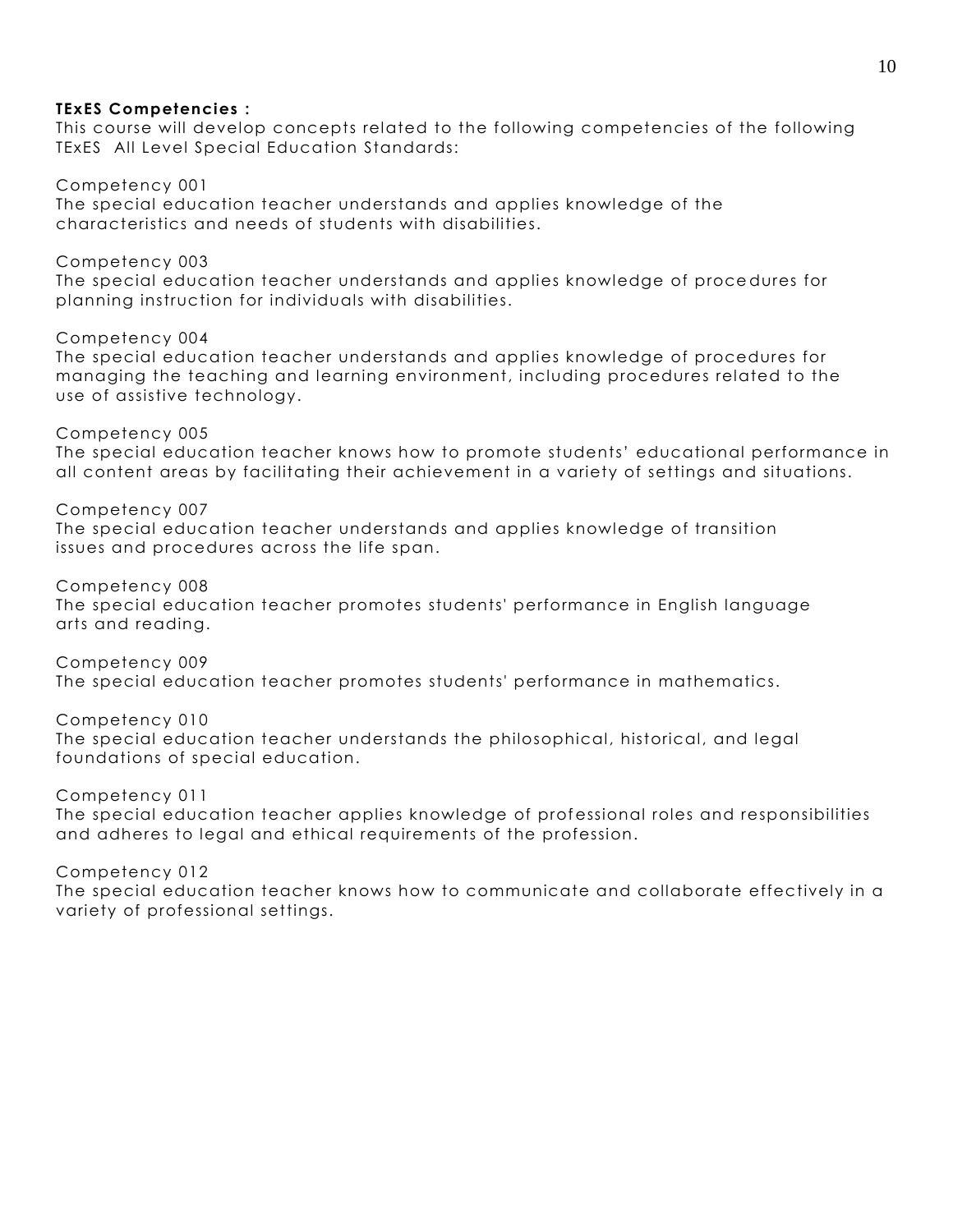**TExES Competencies :**

This course will develop concepts related to the following competencies of the following TExES All Level Special Education Standards:

Competency 001

The special education teacher understands and applies knowledge of the characteristics and needs of students with disabilities.

Competency 003

The special education teacher understands and applies knowledge of procedures for planning instruction for individuals with disabilities.

Competency 004

The special education teacher understands and applies knowledge of procedures for managing the teaching and learning environment, including procedures related to the use of assistive technology.

Competency 005

The special education teacher knows how to promote students' educational performance in all content areas by facilitating their achievement in a variety of settings and situations.

Competency 007

The special education teacher understands and applies knowledge of transition issues and procedures across the life span.

Competency 008

The special education teacher promotes students' performance in English language arts and reading.

Competency 009

The special education teacher promotes students' performance in mathematics.

Competency 010

The special education teacher understands the philosophical, historical, and legal foundations of special education.

Competency 011

The special education teacher applies knowledge of professional roles and responsibilities and adheres to legal and ethical requirements of the profession.

Competency 012

The special education teacher knows how to communicate and collaborate effectively in a variety of professional settings.